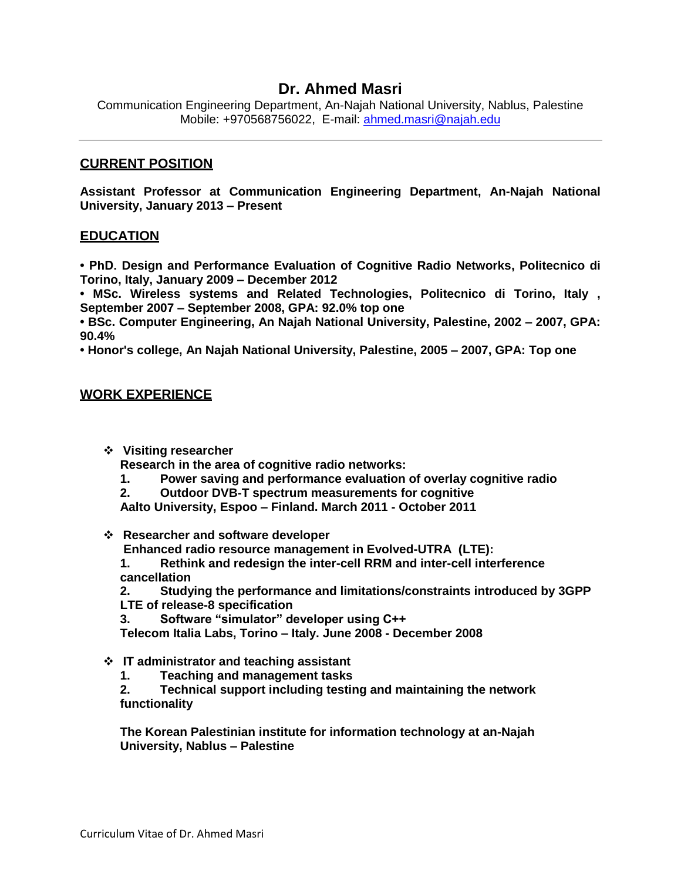# Dr. Ahmed Masri

Communication Engineering Department, An-Najah National University, Nablus, Palestine
Mobile: +970568756022, E-mail: [ahmed.masri@najah.edu](mailto:ahmed.masri@najah.edu)

---

## CURRENT POSITION

**Assistant Professor at Communication Engineering Department, An-Najah National University, January 2013 – Present**

## EDUCATION

**• PhD. Design and Performance Evaluation of Cognitive Radio Networks, Politecnico di Torino, Italy, January 2009 – December 2012**
**• MSc. Wireless systems and Related Technologies, Politecnico di Torino, Italy , September 2007 – September 2008, GPA: 92.0% top one**
**• BSc. Computer Engineering, An Najah National University, Palestine, 2002 – 2007, GPA: 90.4%**
**• Honor's college, An Najah National University, Palestine, 2005 – 2007, GPA: Top one**

## WORK EXPERIENCE

- **Visiting researcher**
  **Research in the area of cognitive radio networks:**
  1. **Power saving and performance evaluation of overlay cognitive radio**
  2. **Outdoor DVB-T spectrum measurements for cognitive**

  **Aalto University, Espoo – Finland. March 2011 - October 2011**

- **Researcher and software developer**
  **Enhanced radio resource management in Evolved-UTRA (LTE):**
  1. **Rethink and redesign the inter-cell RRM and inter-cell interference cancellation**
  2. **Studying the performance and limitations/constraints introduced by 3GPP LTE of release-8 specification**
  3. **Software "simulator" developer using C++**

  **Telecom Italia Labs, Torino – Italy. June 2008 - December 2008**

- **IT administrator and teaching assistant**
  1. **Teaching and management tasks**
  2. **Technical support including testing and maintaining the network functionality**

  **The Korean Palestinian institute for information technology at an-Najah University, Nablus – Palestine**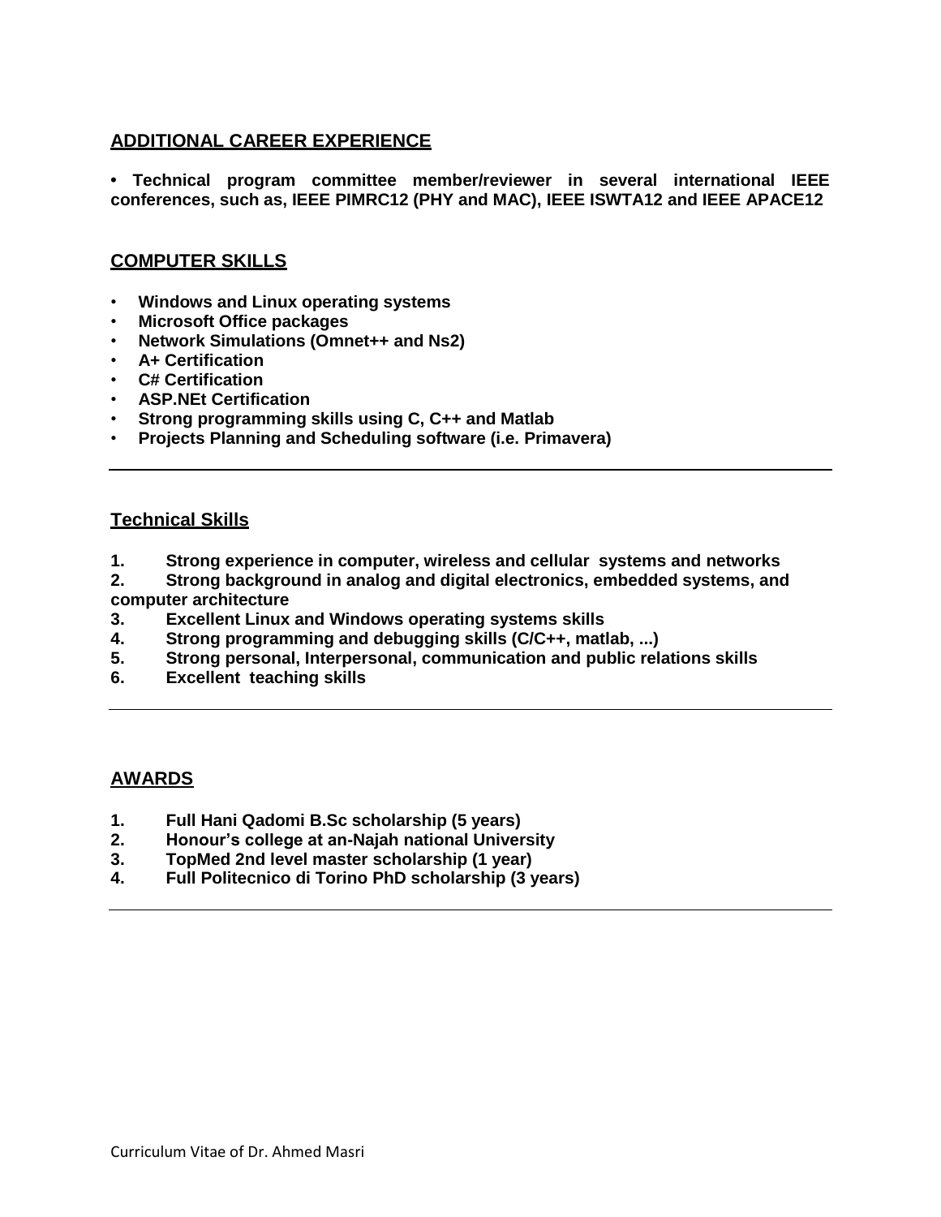## ADDITIONAL CAREER EXPERIENCE

**• Technical program committee member/reviewer in several international IEEE conferences, such as, IEEE PIMRC12 (PHY and MAC), IEEE ISWTA12 and IEEE APACE12**

## COMPUTER SKILLS

- **Windows and Linux operating systems**
- **Microsoft Office packages**
- **Network Simulations (Omnet++ and Ns2)**
- **A+ Certification**
- **C# Certification**
- **ASP.NEt Certification**
- **Strong programming skills using C, C++ and Matlab**
- **Projects Planning and Scheduling software (i.e. Primavera)**

---

## Technical Skills

1. **Strong experience in computer, wireless and cellular systems and networks**
2. **Strong background in analog and digital electronics, embedded systems, and computer architecture**
3. **Excellent Linux and Windows operating systems skills**
4. **Strong programming and debugging skills (C/C++, matlab, ...)**
5. **Strong personal, Interpersonal, communication and public relations skills**
6. **Excellent teaching skills**

---

## AWARDS

1. **Full Hani Qadomi B.Sc scholarship (5 years)**
2. **Honour's college at an-Najah national University**
3. **TopMed 2nd level master scholarship (1 year)**
4. **Full Politecnico di Torino PhD scholarship (3 years)**

---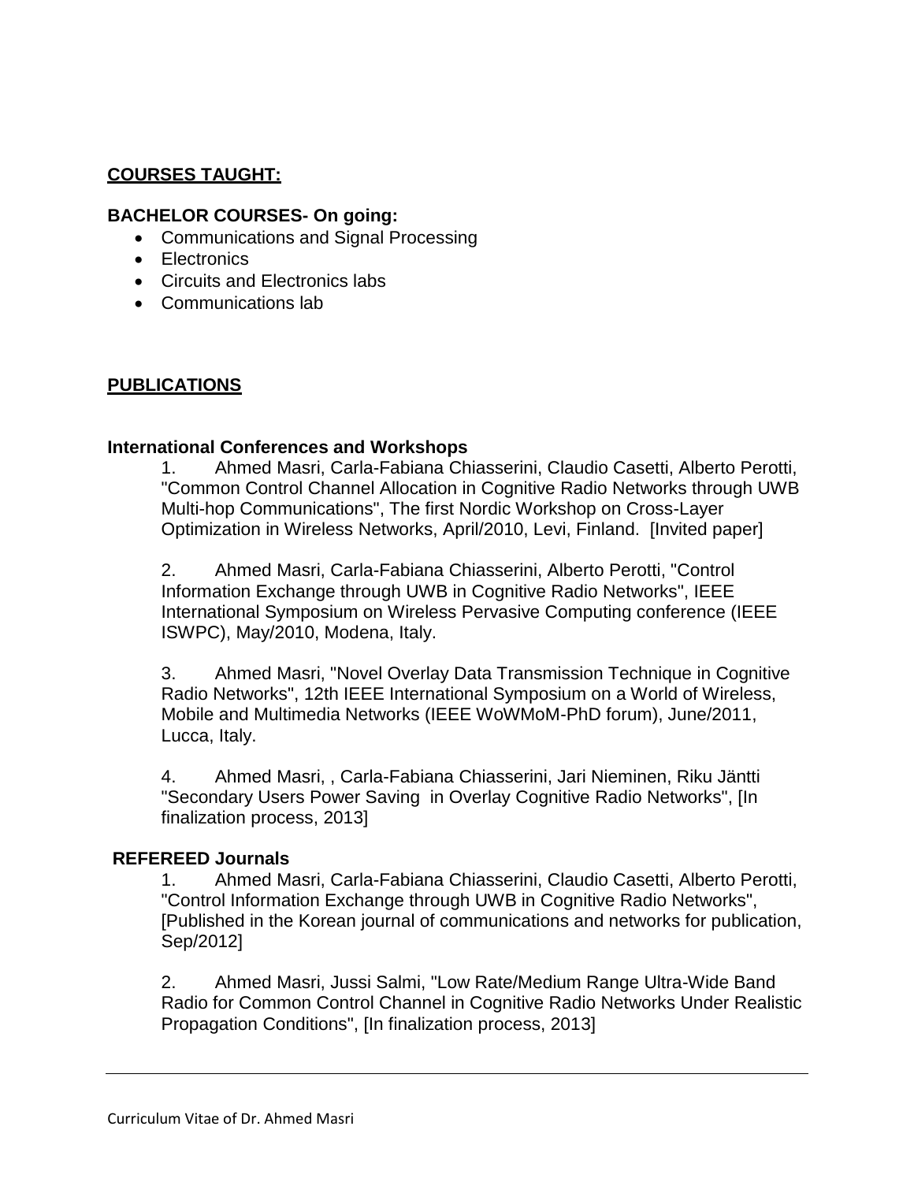## COURSES TAUGHT:

### BACHELOR COURSES- On going:

- Communications and Signal Processing
- Electronics
- Circuits and Electronics labs
- Communications lab

## PUBLICATIONS

### International Conferences and Workshops

1. Ahmed Masri, Carla-Fabiana Chiasserini, Claudio Casetti, Alberto Perotti, "Common Control Channel Allocation in Cognitive Radio Networks through UWB Multi-hop Communications", The first Nordic Workshop on Cross-Layer Optimization in Wireless Networks, April/2010, Levi, Finland. [Invited paper]

2. Ahmed Masri, Carla-Fabiana Chiasserini, Alberto Perotti, "Control Information Exchange through UWB in Cognitive Radio Networks", IEEE International Symposium on Wireless Pervasive Computing conference (IEEE ISWPC), May/2010, Modena, Italy.

3. Ahmed Masri, "Novel Overlay Data Transmission Technique in Cognitive Radio Networks", 12th IEEE International Symposium on a World of Wireless, Mobile and Multimedia Networks (IEEE WoWMoM-PhD forum), June/2011, Lucca, Italy.

4. Ahmed Masri, , Carla-Fabiana Chiasserini, Jari Nieminen, Riku Jäntti "Secondary Users Power Saving in Overlay Cognitive Radio Networks", [In finalization process, 2013]

### REFEREED Journals

1. Ahmed Masri, Carla-Fabiana Chiasserini, Claudio Casetti, Alberto Perotti, "Control Information Exchange through UWB in Cognitive Radio Networks", [Published in the Korean journal of communications and networks for publication, Sep/2012]

2. Ahmed Masri, Jussi Salmi, "Low Rate/Medium Range Ultra-Wide Band Radio for Common Control Channel in Cognitive Radio Networks Under Realistic Propagation Conditions", [In finalization process, 2013]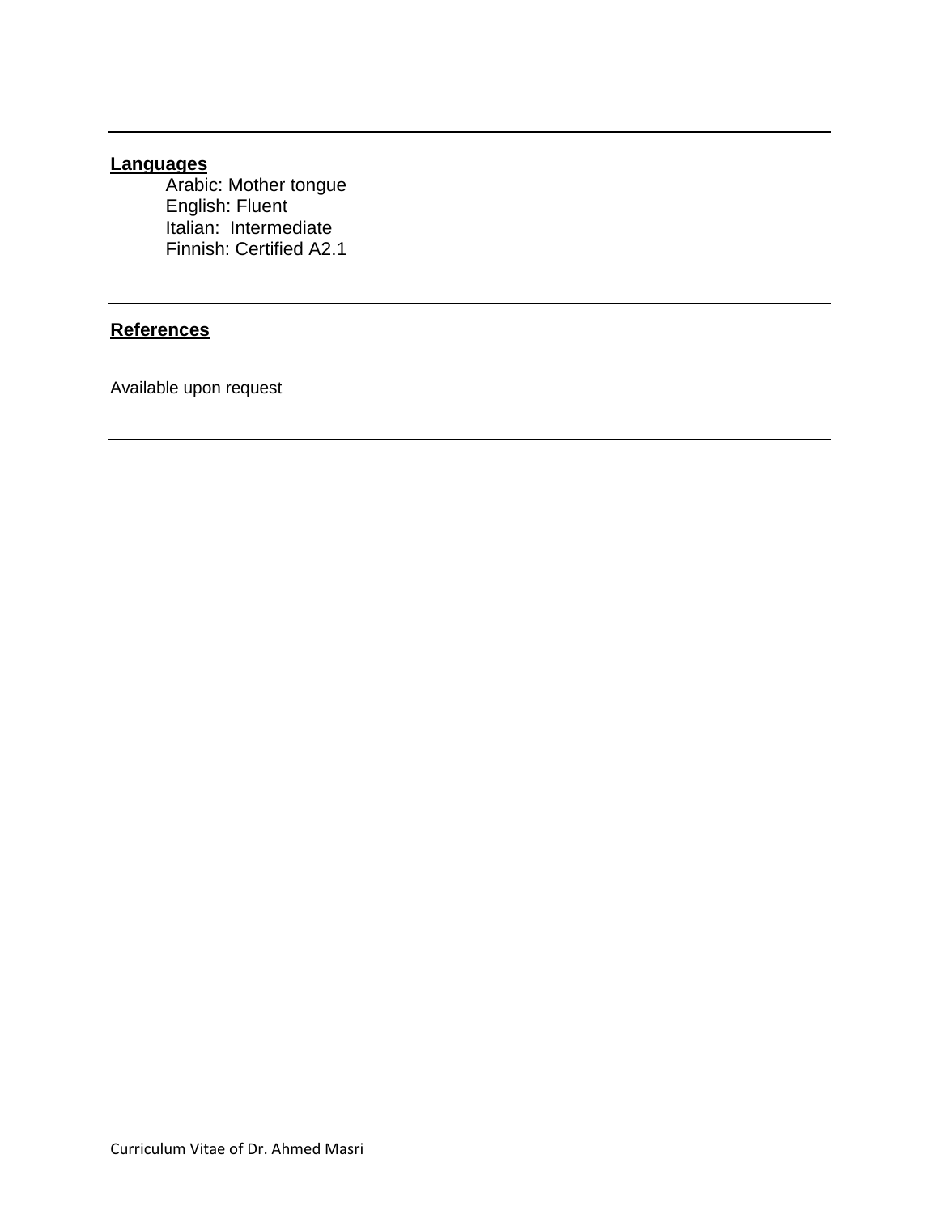---

**Languages**

Arabic: Mother tongue
English: Fluent
Italian: Intermediate
Finnish: Certified A2.1

---

**References**

Available upon request

---